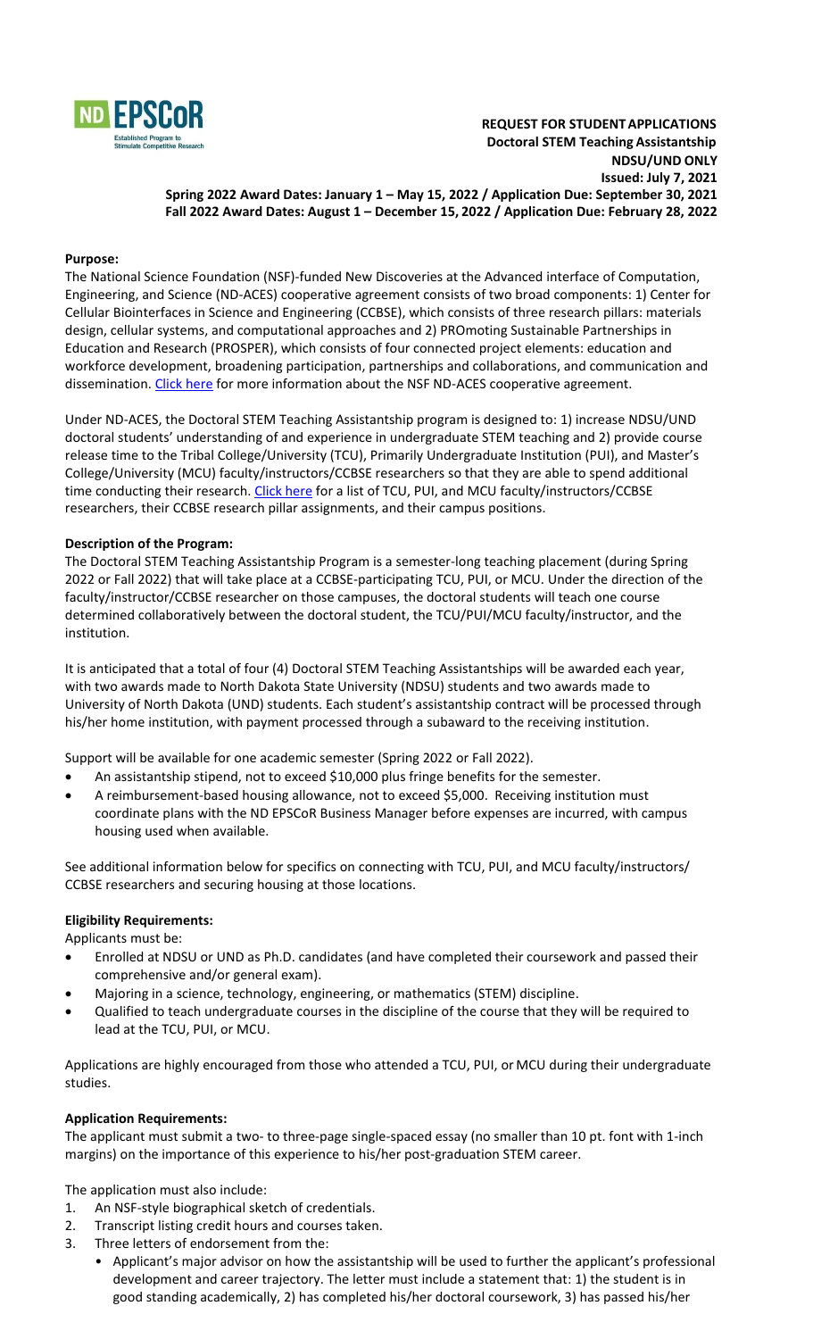**REQUEST FOR STUDENT APPLICATIONS**
**Doctoral STEM Teaching Assistantship**
**NDSU/UND ONLY**
**Issued: July 7, 2021**
**Spring 2022 Award Dates: January 1 – May 15, 2022 / Application Due: September 30, 2021**
**Fall 2022 Award Dates: August 1 – December 15, 2022 / Application Due: February 28, 2022**

## Purpose:

The National Science Foundation (NSF)-funded New Discoveries at the Advanced interface of Computation, Engineering, and Science (ND-ACES) cooperative agreement consists of two broad components: 1) Center for Cellular Biointerfaces in Science and Engineering (CCBSE), which consists of three research pillars: materials design, cellular systems, and computational approaches and 2) PROmoting Sustainable Partnerships in Education and Research (PROSPER), which consists of four connected project elements: education and workforce development, broadening participation, partnerships and collaborations, and communication and dissemination. Click here for more information about the NSF ND-ACES cooperative agreement.

Under ND-ACES, the Doctoral STEM Teaching Assistantship program is designed to: 1) increase NDSU/UND doctoral students' understanding of and experience in undergraduate STEM teaching and 2) provide course release time to the Tribal College/University (TCU), Primarily Undergraduate Institution (PUI), and Master's College/University (MCU) faculty/instructors/CCBSE researchers so that they are able to spend additional time conducting their research. Click here for a list of TCU, PUI, and MCU faculty/instructors/CCBSE researchers, their CCBSE research pillar assignments, and their campus positions.

## Description of the Program:

The Doctoral STEM Teaching Assistantship Program is a semester-long teaching placement (during Spring 2022 or Fall 2022) that will take place at a CCBSE-participating TCU, PUI, or MCU. Under the direction of the faculty/instructor/CCBSE researcher on those campuses, the doctoral students will teach one course determined collaboratively between the doctoral student, the TCU/PUI/MCU faculty/instructor, and the institution.

It is anticipated that a total of four (4) Doctoral STEM Teaching Assistantships will be awarded each year, with two awards made to North Dakota State University (NDSU) students and two awards made to University of North Dakota (UND) students. Each student's assistantship contract will be processed through his/her home institution, with payment processed through a subaward to the receiving institution.

Support will be available for one academic semester (Spring 2022 or Fall 2022).

- An assistantship stipend, not to exceed $10,000 plus fringe benefits for the semester.
- A reimbursement-based housing allowance, not to exceed $5,000. Receiving institution must coordinate plans with the ND EPSCoR Business Manager before expenses are incurred, with campus housing used when available.

See additional information below for specifics on connecting with TCU, PUI, and MCU faculty/instructors/ CCBSE researchers and securing housing at those locations.

## Eligibility Requirements:

Applicants must be:

- Enrolled at NDSU or UND as Ph.D. candidates (and have completed their coursework and passed their comprehensive and/or general exam).
- Majoring in a science, technology, engineering, or mathematics (STEM) discipline.
- Qualified to teach undergraduate courses in the discipline of the course that they will be required to lead at the TCU, PUI, or MCU.

Applications are highly encouraged from those who attended a TCU, PUI, or MCU during their undergraduate studies.

## Application Requirements:

The applicant must submit a two- to three-page single-spaced essay (no smaller than 10 pt. font with 1-inch margins) on the importance of this experience to his/her post-graduation STEM career.

The application must also include:

1. An NSF-style biographical sketch of credentials.
2. Transcript listing credit hours and courses taken.
3. Three letters of endorsement from the:
   - Applicant's major advisor on how the assistantship will be used to further the applicant's professional development and career trajectory. The letter must include a statement that: 1) the student is in good standing academically, 2) has completed his/her doctoral coursework, 3) has passed his/her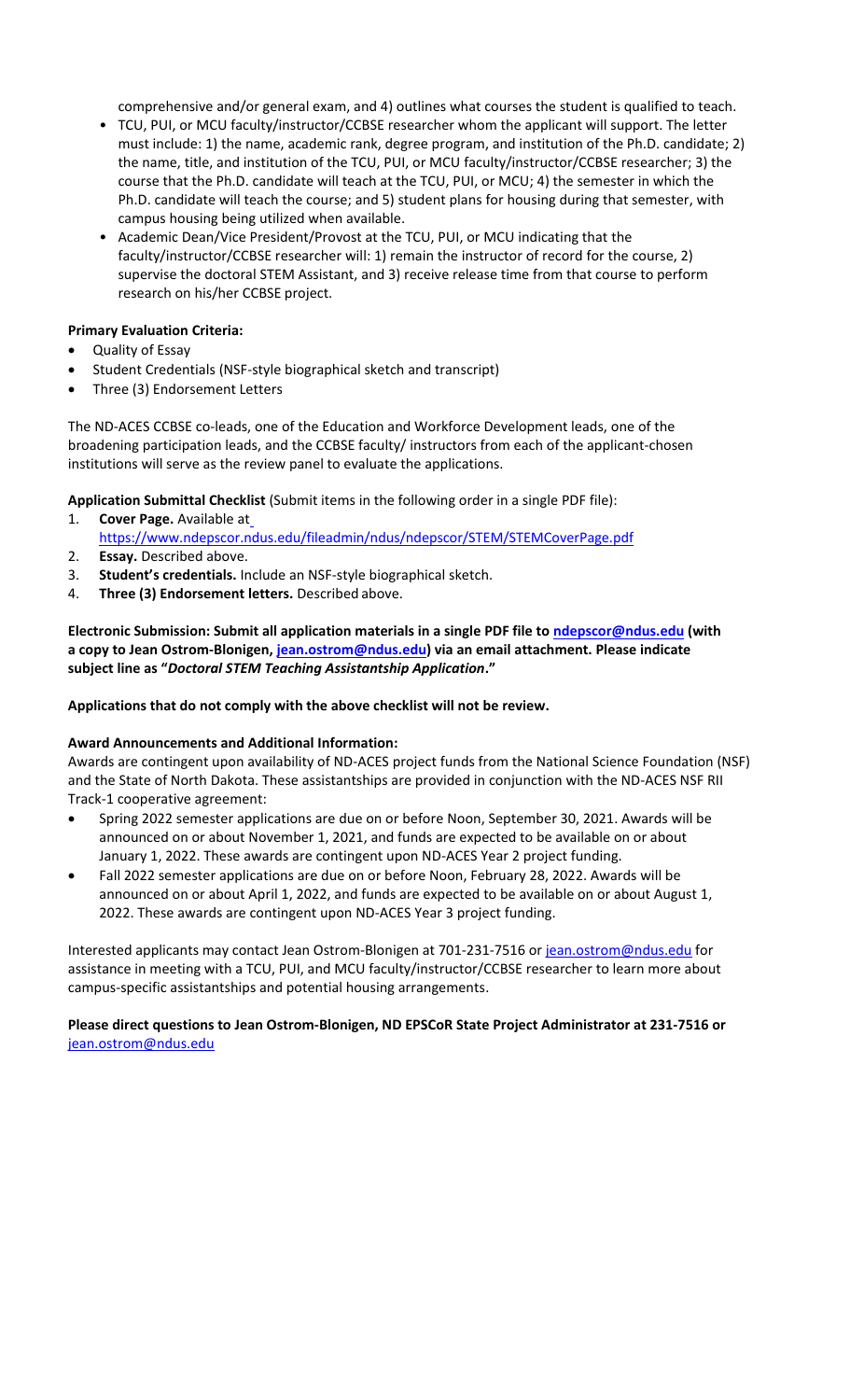comprehensive and/or general exam, and 4) outlines what courses the student is qualified to teach.

- TCU, PUI, or MCU faculty/instructor/CCBSE researcher whom the applicant will support. The letter must include: 1) the name, academic rank, degree program, and institution of the Ph.D. candidate; 2) the name, title, and institution of the TCU, PUI, or MCU faculty/instructor/CCBSE researcher; 3) the course that the Ph.D. candidate will teach at the TCU, PUI, or MCU; 4) the semester in which the Ph.D. candidate will teach the course; and 5) student plans for housing during that semester, with campus housing being utilized when available.
- Academic Dean/Vice President/Provost at the TCU, PUI, or MCU indicating that the faculty/instructor/CCBSE researcher will: 1) remain the instructor of record for the course, 2) supervise the doctoral STEM Assistant, and 3) receive release time from that course to perform research on his/her CCBSE project.

**Primary Evaluation Criteria:**

- Quality of Essay
- Student Credentials (NSF-style biographical sketch and transcript)
- Three (3) Endorsement Letters

The ND-ACES CCBSE co-leads, one of the Education and Workforce Development leads, one of the broadening participation leads, and the CCBSE faculty/ instructors from each of the applicant-chosen institutions will serve as the review panel to evaluate the applications.

**Application Submittal Checklist** (Submit items in the following order in a single PDF file):

1. **Cover Page.** Available at https://www.ndepscor.ndus.edu/fileadmin/ndus/ndepscor/STEM/STEMCoverPage.pdf
2. **Essay.** Described above.
3. **Student's credentials.** Include an NSF-style biographical sketch.
4. **Three (3) Endorsement letters.** Described above.

**Electronic Submission: Submit all application materials in a single PDF file to ndepscor@ndus.edu (with a copy to Jean Ostrom-Blonigen, jean.ostrom@ndus.edu) via an email attachment. Please indicate subject line as "*Doctoral STEM Teaching Assistantship Application*."**

**Applications that do not comply with the above checklist will not be review.**

**Award Announcements and Additional Information:**

Awards are contingent upon availability of ND-ACES project funds from the National Science Foundation (NSF) and the State of North Dakota. These assistantships are provided in conjunction with the ND-ACES NSF RII Track-1 cooperative agreement:

- Spring 2022 semester applications are due on or before Noon, September 30, 2021. Awards will be announced on or about November 1, 2021, and funds are expected to be available on or about January 1, 2022. These awards are contingent upon ND-ACES Year 2 project funding.
- Fall 2022 semester applications are due on or before Noon, February 28, 2022. Awards will be announced on or about April 1, 2022, and funds are expected to be available on or about August 1, 2022. These awards are contingent upon ND-ACES Year 3 project funding.

Interested applicants may contact Jean Ostrom-Blonigen at 701-231-7516 or jean.ostrom@ndus.edu for assistance in meeting with a TCU, PUI, and MCU faculty/instructor/CCBSE researcher to learn more about campus-specific assistantships and potential housing arrangements.

**Please direct questions to Jean Ostrom-Blonigen, ND EPSCoR State Project Administrator at 231-7516 or** jean.ostrom@ndus.edu